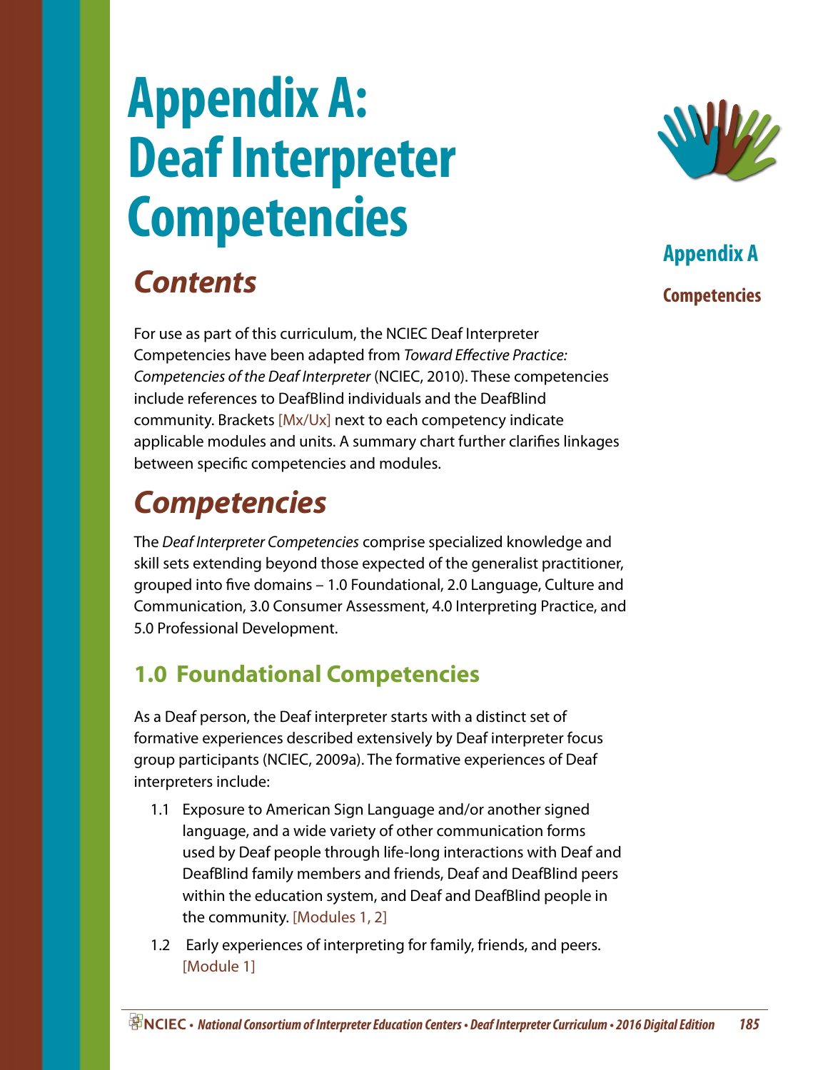# Appendix A: Deaf Interpreter Competencies

## Contents

For use as part of this curriculum, the NCIEC Deaf Interpreter Competencies have been adapted from *Toward Effective Practice: Competencies of the Deaf Interpreter* (NCIEC, 2010). These competencies include references to DeafBlind individuals and the DeafBlind community. Brackets [Mx/Ux] next to each competency indicate applicable modules and units. A summary chart further clarifies linkages between specific competencies and modules.

## Competencies

The *Deaf Interpreter Competencies* comprise specialized knowledge and skill sets extending beyond those expected of the generalist practitioner, grouped into five domains – 1.0 Foundational, 2.0 Language, Culture and Communication, 3.0 Consumer Assessment, 4.0 Interpreting Practice, and 5.0 Professional Development.

### 1.0 Foundational Competencies

As a Deaf person, the Deaf interpreter starts with a distinct set of formative experiences described extensively by Deaf interpreter focus group participants (NCIEC, 2009a). The formative experiences of Deaf interpreters include:

- 1.1 Exposure to American Sign Language and/or another signed language, and a wide variety of other communication forms used by Deaf people through life-long interactions with Deaf and DeafBlind family members and friends, Deaf and DeafBlind peers within the education system, and Deaf and DeafBlind people in the community. [Modules 1, 2]
- 1.2 Early experiences of interpreting for family, friends, and peers. [Module 1]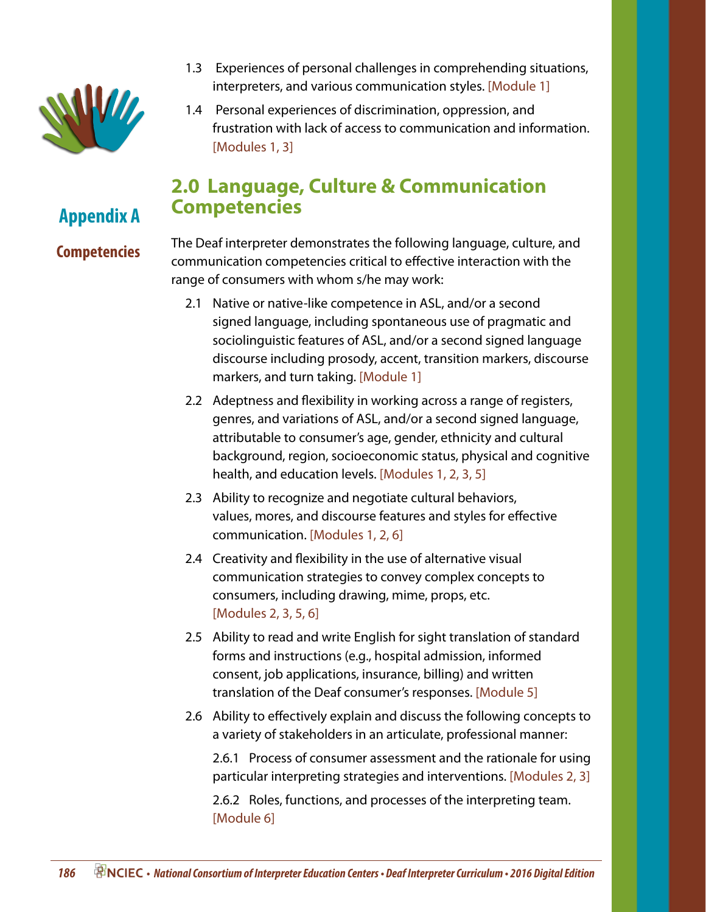1.3 Experiences of personal challenges in comprehending situations, interpreters, and various communication styles. [Module 1]

1.4 Personal experiences of discrimination, oppression, and frustration with lack of access to communication and information. [Modules 1, 3]

## 2.0 Language, Culture & Communication Competencies

The Deaf interpreter demonstrates the following language, culture, and communication competencies critical to effective interaction with the range of consumers with whom s/he may work:

2.1 Native or native-like competence in ASL, and/or a second signed language, including spontaneous use of pragmatic and sociolinguistic features of ASL, and/or a second signed language discourse including prosody, accent, transition markers, discourse markers, and turn taking. [Module 1]

2.2 Adeptness and flexibility in working across a range of registers, genres, and variations of ASL, and/or a second signed language, attributable to consumer's age, gender, ethnicity and cultural background, region, socioeconomic status, physical and cognitive health, and education levels. [Modules 1, 2, 3, 5]

2.3 Ability to recognize and negotiate cultural behaviors, values, mores, and discourse features and styles for effective communication. [Modules 1, 2, 6]

2.4 Creativity and flexibility in the use of alternative visual communication strategies to convey complex concepts to consumers, including drawing, mime, props, etc. [Modules 2, 3, 5, 6]

2.5 Ability to read and write English for sight translation of standard forms and instructions (e.g., hospital admission, informed consent, job applications, insurance, billing) and written translation of the Deaf consumer's responses. [Module 5]

2.6 Ability to effectively explain and discuss the following concepts to a variety of stakeholders in an articulate, professional manner:

2.6.1 Process of consumer assessment and the rationale for using particular interpreting strategies and interventions. [Modules 2, 3]

2.6.2 Roles, functions, and processes of the interpreting team. [Module 6]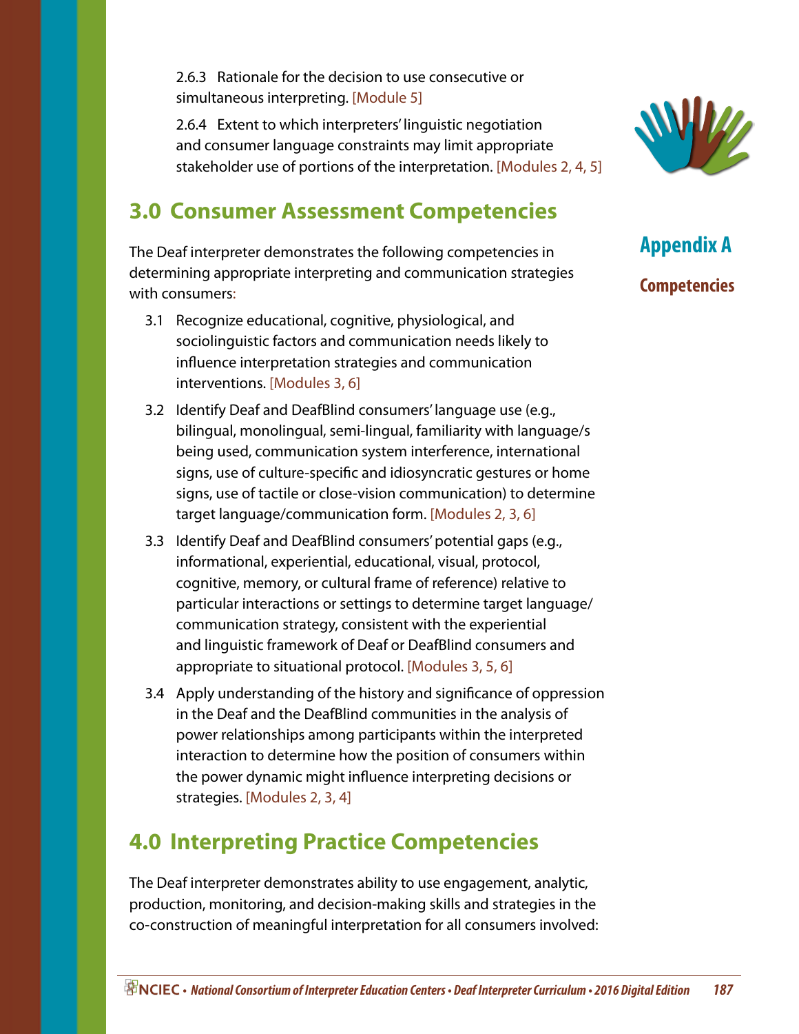2.6.3 Rationale for the decision to use consecutive or simultaneous interpreting. [Module 5]

2.6.4 Extent to which interpreters' linguistic negotiation and consumer language constraints may limit appropriate stakeholder use of portions of the interpretation. [Modules 2, 4, 5]

## 3.0 Consumer Assessment Competencies

The Deaf interpreter demonstrates the following competencies in determining appropriate interpreting and communication strategies with consumers:

3.1 Recognize educational, cognitive, physiological, and sociolinguistic factors and communication needs likely to influence interpretation strategies and communication interventions. [Modules 3, 6]

3.2 Identify Deaf and DeafBlind consumers' language use (e.g., bilingual, monolingual, semi-lingual, familiarity with language/s being used, communication system interference, international signs, use of culture-specific and idiosyncratic gestures or home signs, use of tactile or close-vision communication) to determine target language/communication form. [Modules 2, 3, 6]

3.3 Identify Deaf and DeafBlind consumers' potential gaps (e.g., informational, experiential, educational, visual, protocol, cognitive, memory, or cultural frame of reference) relative to particular interactions or settings to determine target language/communication strategy, consistent with the experiential and linguistic framework of Deaf or DeafBlind consumers and appropriate to situational protocol. [Modules 3, 5, 6]

3.4 Apply understanding of the history and significance of oppression in the Deaf and the DeafBlind communities in the analysis of power relationships among participants within the interpreted interaction to determine how the position of consumers within the power dynamic might influence interpreting decisions or strategies. [Modules 2, 3, 4]

## 4.0 Interpreting Practice Competencies

The Deaf interpreter demonstrates ability to use engagement, analytic, production, monitoring, and decision-making skills and strategies in the co-construction of meaningful interpretation for all consumers involved: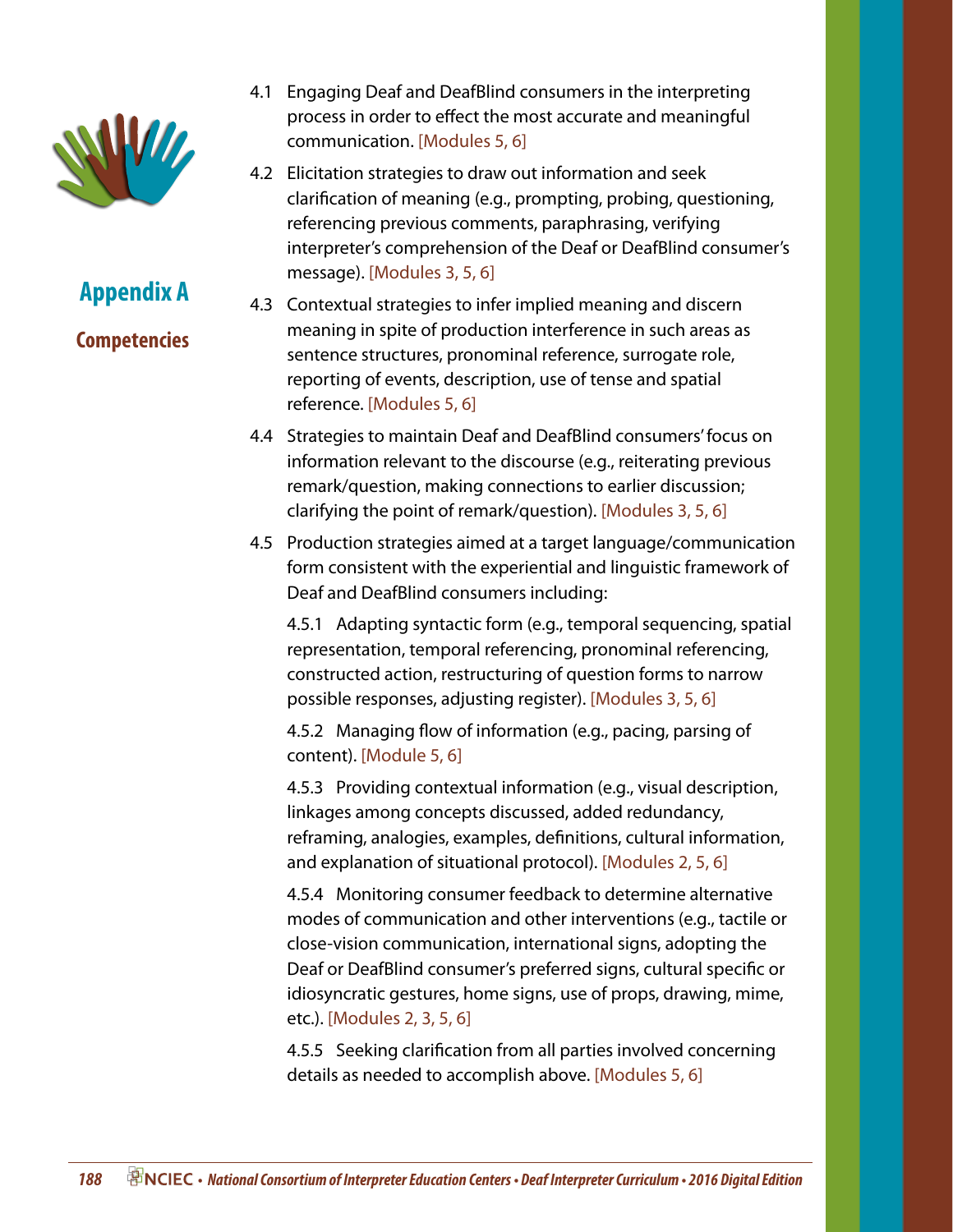## Appendix A

### Competencies

4.1 Engaging Deaf and DeafBlind consumers in the interpreting process in order to effect the most accurate and meaningful communication. [Modules 5, 6]

4.2 Elicitation strategies to draw out information and seek clarification of meaning (e.g., prompting, probing, questioning, referencing previous comments, paraphrasing, verifying interpreter's comprehension of the Deaf or DeafBlind consumer's message). [Modules 3, 5, 6]

4.3 Contextual strategies to infer implied meaning and discern meaning in spite of production interference in such areas as sentence structures, pronominal reference, surrogate role, reporting of events, description, use of tense and spatial reference. [Modules 5, 6]

4.4 Strategies to maintain Deaf and DeafBlind consumers' focus on information relevant to the discourse (e.g., reiterating previous remark/question, making connections to earlier discussion; clarifying the point of remark/question). [Modules 3, 5, 6]

4.5 Production strategies aimed at a target language/communication form consistent with the experiential and linguistic framework of Deaf and DeafBlind consumers including:

4.5.1 Adapting syntactic form (e.g., temporal sequencing, spatial representation, temporal referencing, pronominal referencing, constructed action, restructuring of question forms to narrow possible responses, adjusting register). [Modules 3, 5, 6]

4.5.2 Managing flow of information (e.g., pacing, parsing of content). [Module 5, 6]

4.5.3 Providing contextual information (e.g., visual description, linkages among concepts discussed, added redundancy, reframing, analogies, examples, definitions, cultural information, and explanation of situational protocol). [Modules 2, 5, 6]

4.5.4 Monitoring consumer feedback to determine alternative modes of communication and other interventions (e.g., tactile or close-vision communication, international signs, adopting the Deaf or DeafBlind consumer's preferred signs, cultural specific or idiosyncratic gestures, home signs, use of props, drawing, mime, etc.). [Modules 2, 3, 5, 6]

4.5.5 Seeking clarification from all parties involved concerning details as needed to accomplish above. [Modules 5, 6]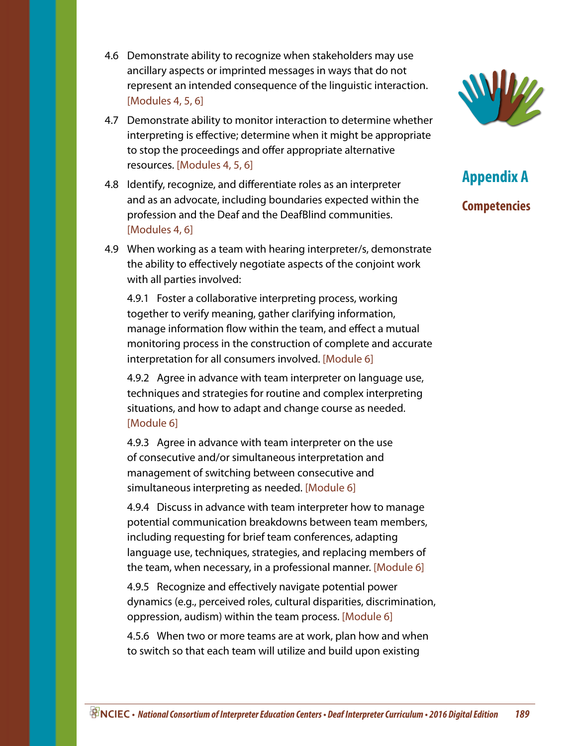4.6 Demonstrate ability to recognize when stakeholders may use ancillary aspects or imprinted messages in ways that do not represent an intended consequence of the linguistic interaction. [Modules 4, 5, 6]

4.7 Demonstrate ability to monitor interaction to determine whether interpreting is effective; determine when it might be appropriate to stop the proceedings and offer appropriate alternative resources. [Modules 4, 5, 6]

4.8 Identify, recognize, and differentiate roles as an interpreter and as an advocate, including boundaries expected within the profession and the Deaf and the DeafBlind communities. [Modules 4, 6]

4.9 When working as a team with hearing interpreter/s, demonstrate the ability to effectively negotiate aspects of the conjoint work with all parties involved:

4.9.1 Foster a collaborative interpreting process, working together to verify meaning, gather clarifying information, manage information flow within the team, and effect a mutual monitoring process in the construction of complete and accurate interpretation for all consumers involved. [Module 6]

4.9.2 Agree in advance with team interpreter on language use, techniques and strategies for routine and complex interpreting situations, and how to adapt and change course as needed. [Module 6]

4.9.3 Agree in advance with team interpreter on the use of consecutive and/or simultaneous interpretation and management of switching between consecutive and simultaneous interpreting as needed. [Module 6]

4.9.4 Discuss in advance with team interpreter how to manage potential communication breakdowns between team members, including requesting for brief team conferences, adapting language use, techniques, strategies, and replacing members of the team, when necessary, in a professional manner. [Module 6]

4.9.5 Recognize and effectively navigate potential power dynamics (e.g., perceived roles, cultural disparities, discrimination, oppression, audism) within the team process. [Module 6]

4.5.6 When two or more teams are at work, plan how and when to switch so that each team will utilize and build upon existing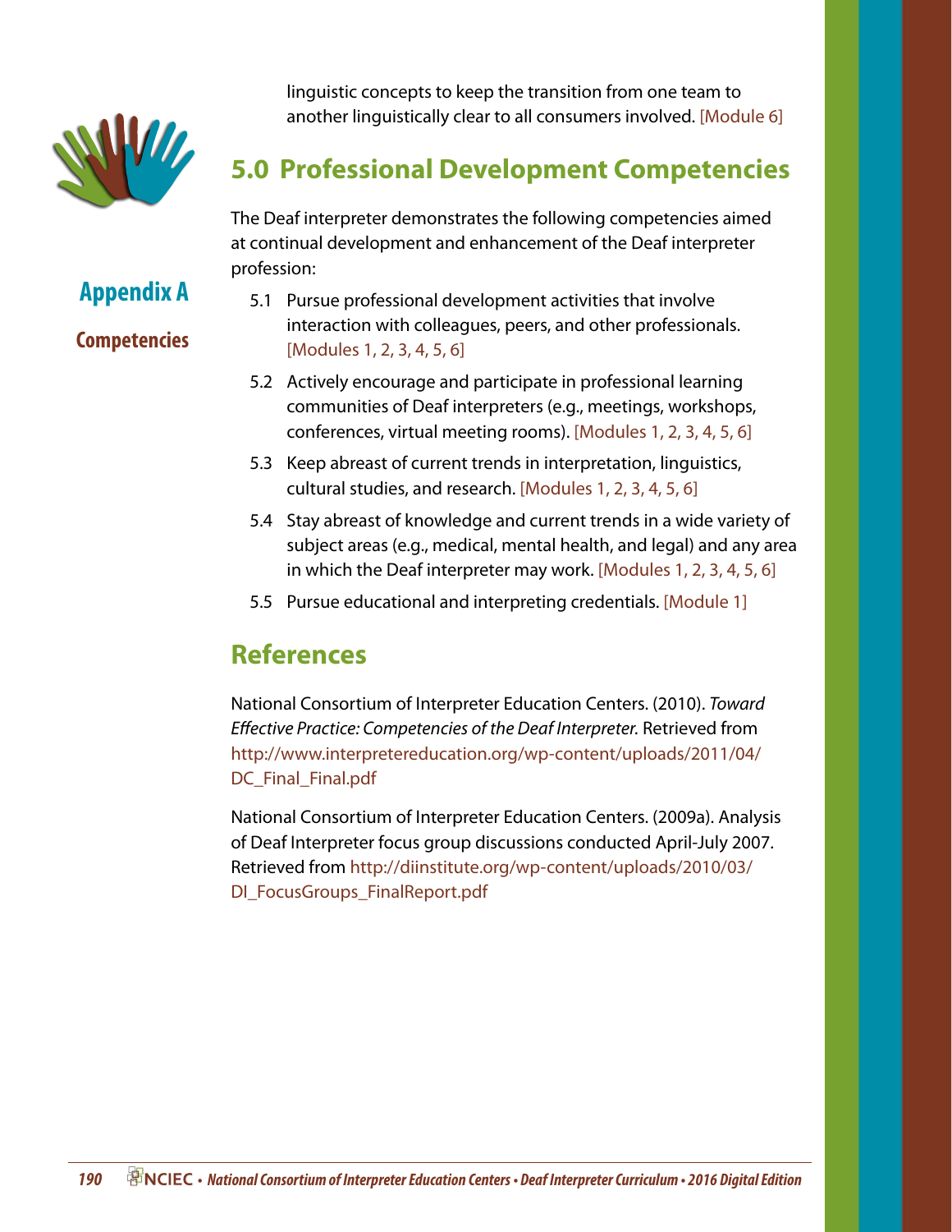linguistic concepts to keep the transition from one team to another linguistically clear to all consumers involved. [Module 6]

## 5.0 Professional Development Competencies

The Deaf interpreter demonstrates the following competencies aimed at continual development and enhancement of the Deaf interpreter profession:

5.1 Pursue professional development activities that involve interaction with colleagues, peers, and other professionals. [Modules 1, 2, 3, 4, 5, 6]

5.2 Actively encourage and participate in professional learning communities of Deaf interpreters (e.g., meetings, workshops, conferences, virtual meeting rooms). [Modules 1, 2, 3, 4, 5, 6]

5.3 Keep abreast of current trends in interpretation, linguistics, cultural studies, and research. [Modules 1, 2, 3, 4, 5, 6]

5.4 Stay abreast of knowledge and current trends in a wide variety of subject areas (e.g., medical, mental health, and legal) and any area in which the Deaf interpreter may work. [Modules 1, 2, 3, 4, 5, 6]

5.5 Pursue educational and interpreting credentials. [Module 1]

## References

National Consortium of Interpreter Education Centers. (2010). *Toward Effective Practice: Competencies of the Deaf Interpreter.* Retrieved from http://www.interpretereducation.org/wp-content/uploads/2011/04/DC_Final_Final.pdf

National Consortium of Interpreter Education Centers. (2009a). Analysis of Deaf Interpreter focus group discussions conducted April-July 2007. Retrieved from http://diinstitute.org/wp-content/uploads/2010/03/DI_FocusGroups_FinalReport.pdf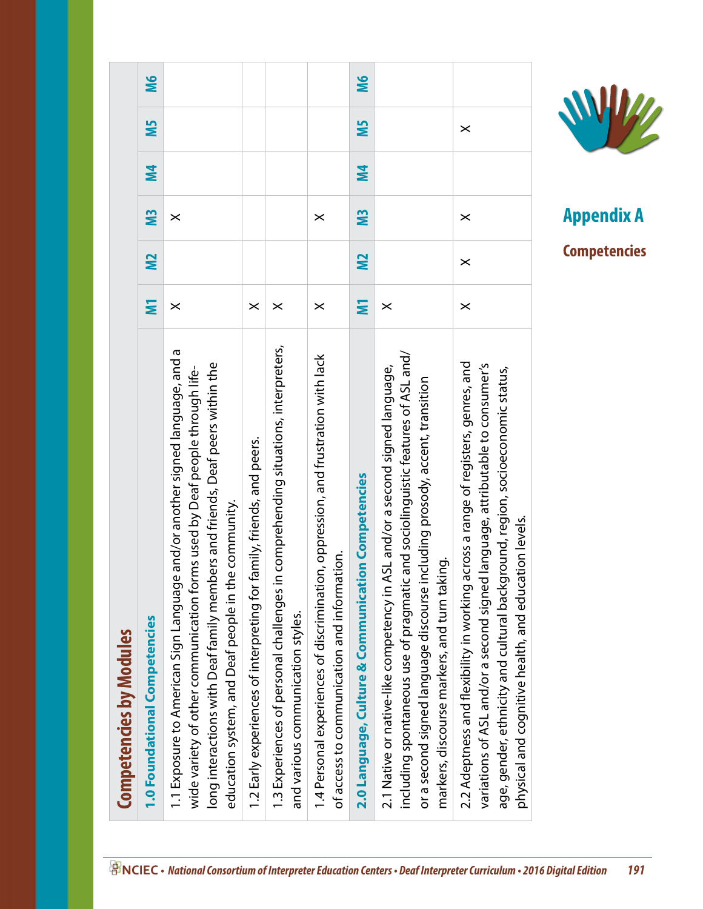## Appendix A

### Competencies

### Competencies by Modules

| 1.0 Foundational Competencies | M1 | M2 | M3 | M4 | M5 | M6 |
|---|---|---|---|---|---|---|
| 1.1 Exposure to American Sign Language and/or another signed language, and a wide variety of other communication forms used by Deaf people through life-long interactions with Deaf family members and friends, Deaf peers within the education system, and Deaf people in the community. | × | | × | | | |
| 1.2 Early experiences of interpreting for family, friends, and peers. | × | | | | | |
| 1.3 Experiences of personal challenges in comprehending situations, interpreters, and various communication styles. | × | | | | | |
| 1.4 Personal experiences of discrimination, oppression, and frustration with lack of access to communication and information. | × | | × | | | |
| **2.0 Language, Culture & Communication Competencies** | **M1** | **M2** | **M3** | **M4** | **M5** | **M6** |
| 2.1 Native or native-like competency in ASL and/or a second signed language, including spontaneous use of pragmatic and sociolinguistic features of ASL and/or a second signed language discourse including prosody, accent, transition markers, discourse markers, and turn taking. | × | | | | | |
| 2.2 Adeptness and flexibility in working across a range of registers, genres, and variations of ASL and/or a second signed language, attributable to consumer's age, gender, ethnicity and cultural background, region, socioeconomic status, physical and cognitive health, and education levels. | × | × | × | | × | |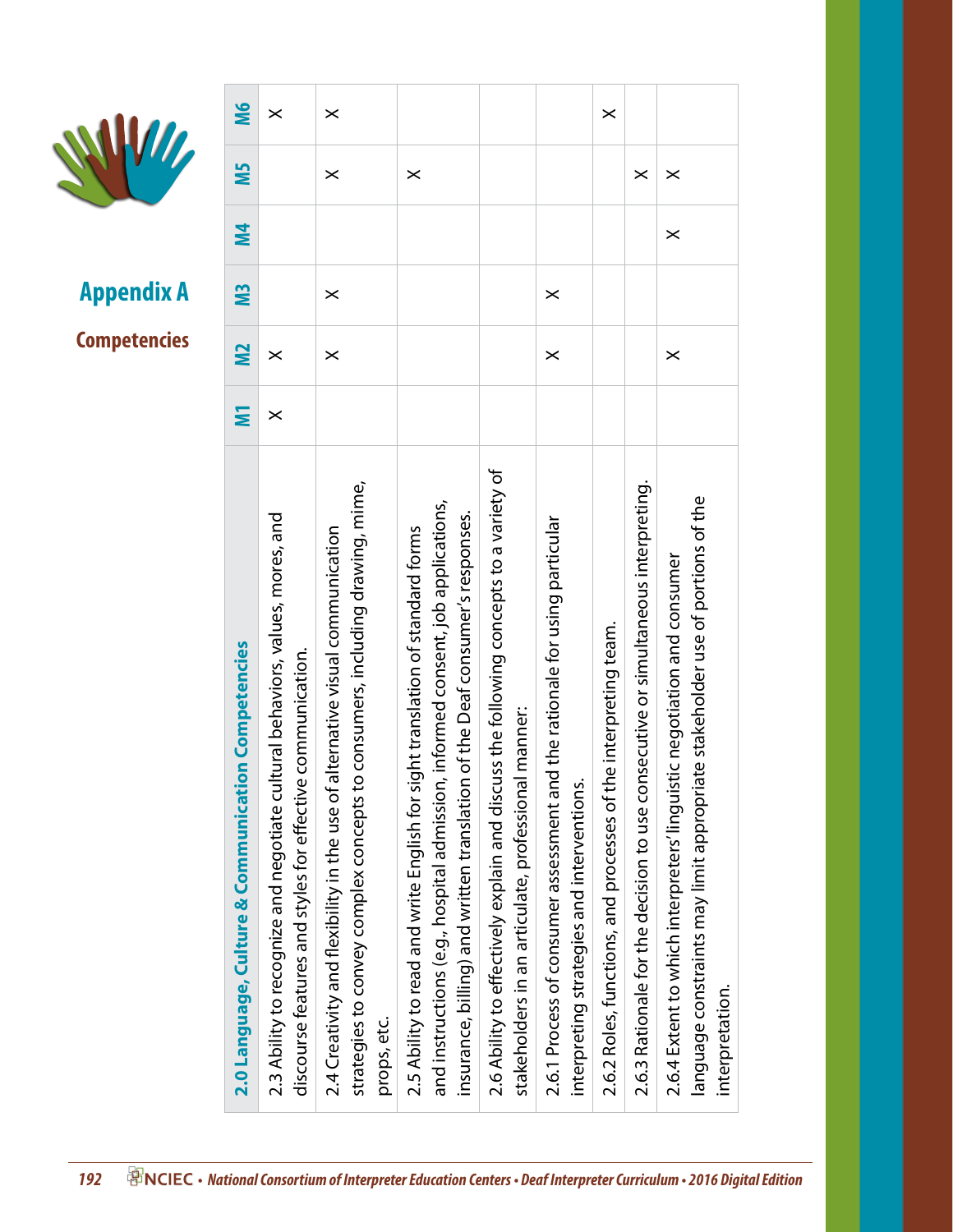# Appendix A

## Competencies

| 2.0 Language, Culture & Communication Competencies | M1 | M2 | M3 | M4 | M5 | M6 |
|---|---|---|---|---|---|---|
| 2.3 Ability to recognize and negotiate cultural behaviors, values, mores, and discourse features and styles for effective communication. | X | X | | | | X |
| 2.4 Creativity and flexibility in the use of alternative visual communication strategies to convey complex concepts to consumers, including drawing, mime, props, etc. | | X | X | | X | X |
| 2.5 Ability to read and write English for sight translation of standard forms and instructions (e.g., hospital admission, informed consent, job applications, insurance, billing) and written translation of the Deaf consumer's responses. | | | | | X | |
| 2.6 Ability to effectively explain and discuss the following concepts to a variety of stakeholders in an articulate, professional manner: | | | | | | |
| 2.6.1 Process of consumer assessment and the rationale for using particular interpreting strategies and interventions. | | X | X | | | |
| 2.6.2 Roles, functions, and processes of the interpreting team. | | | | | | X |
| 2.6.3 Rationale for the decision to use consecutive or simultaneous interpreting. | | | | | X | |
| 2.6.4 Extent to which interpreters' linguistic negotiation and consumer language constraints may limit appropriate stakeholder use of portions of the interpretation. | | X | | X | X | |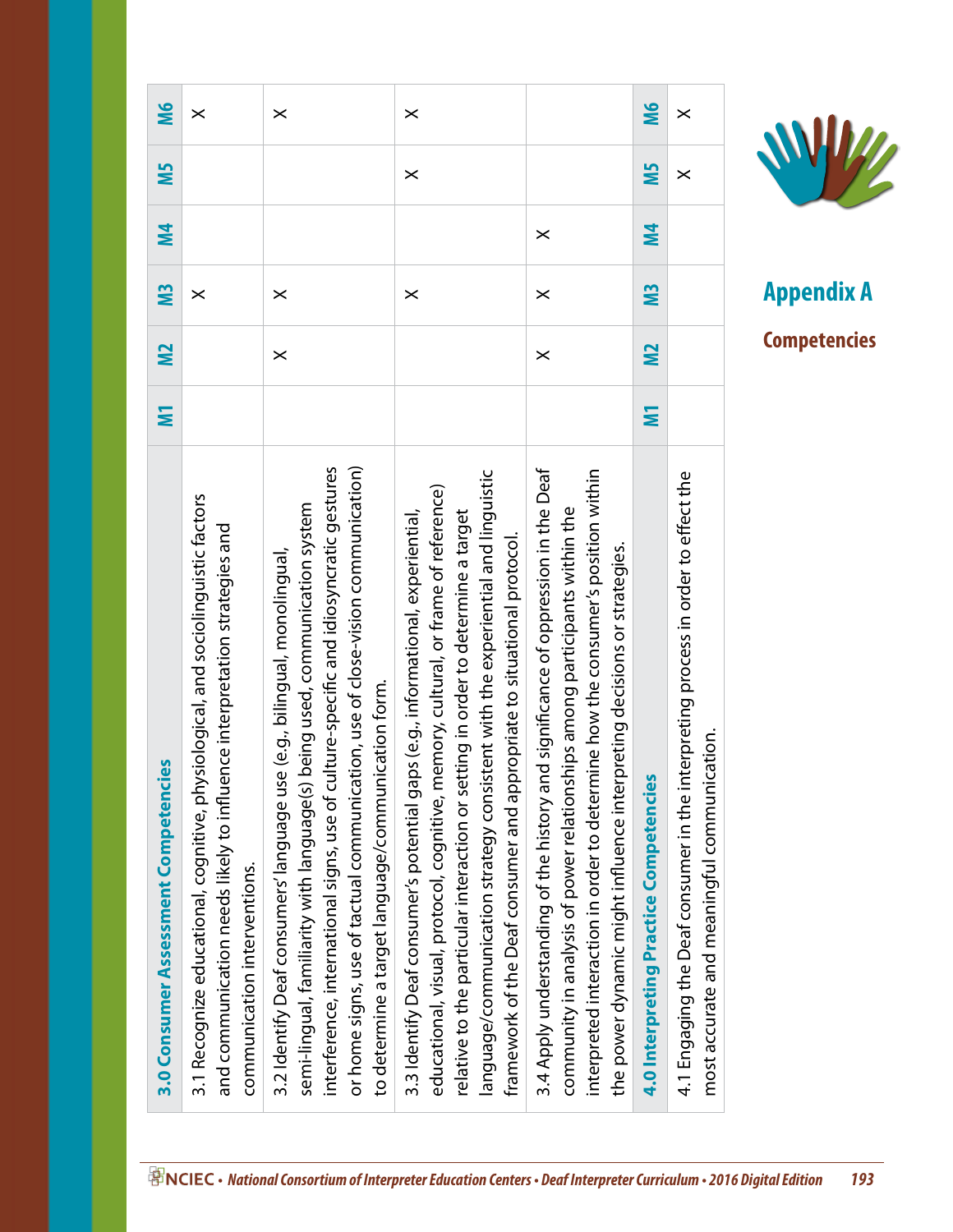| 3.0 Consumer Assessment Competencies | M1 | M2 | M3 | M4 | M5 | M6 |
|---|---|---|---|---|---|---|
| 3.1 Recognize educational, cognitive, physiological, and sociolinguistic factors and communication needs likely to influence interpretation strategies and communication interventions. | | | X | | | X |
| 3.2 Identify Deaf consumers' language use (e.g., bilingual, monolingual, semi-lingual, familiarity with language(s) being used, communication system interference, international signs, use of culture-specific and idiosyncratic gestures or home signs, use of tactual communication, use of close-vision communication) to determine a target language/communication form. | | X | X | | | X |
| 3.3 Identify Deaf consumer's potential gaps (e.g., informational, experiential, educational, visual, protocol, cognitive, memory, cultural, or frame of reference) relative to the particular interaction or setting in order to determine a target language/communication strategy consistent with the experiential and linguistic framework of the Deaf consumer and appropriate to situational protocol. | | | X | | X | X |
| 3.4 Apply understanding of the history and significance of oppression in the Deaf community in analysis of power relationships among participants within the interpreted interaction in order to determine how the consumer's position within the power dynamic might influence interpreting decisions or strategies. | | X | X | X | | |
| **4.0 Interpreting Practice Competencies** | **M1** | **M2** | **M3** | **M4** | **M5** | **M6** |
| 4.1 Engaging the Deaf consumer in the interpreting process in order to effect the most accurate and meaningful communication. | | | | | X | X |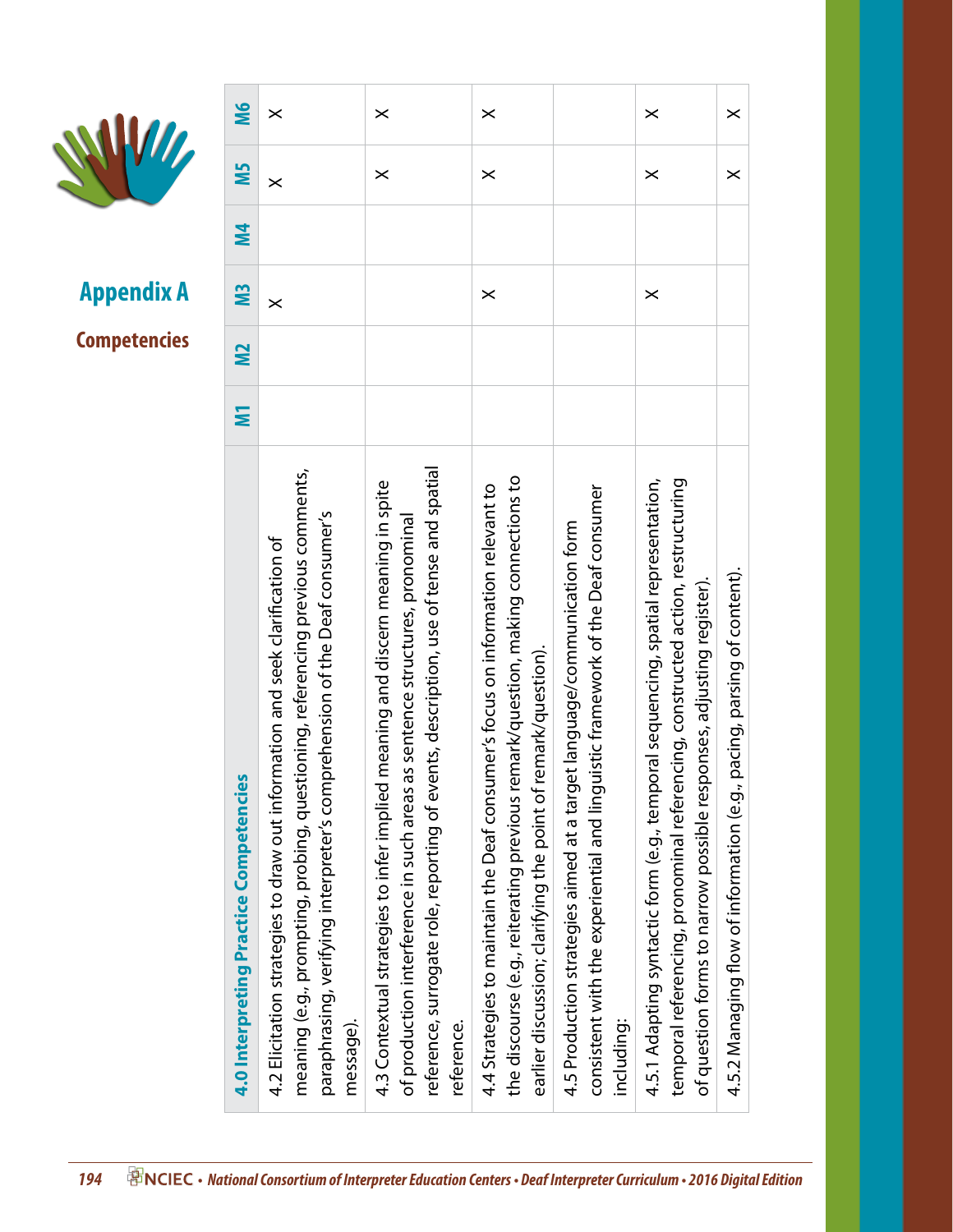# Appendix A

## Competencies

| 4.0 Interpreting Practice Competencies | M1 | M2 | M3 | M4 | M5 | M6 |
|---|---|---|---|---|---|---|
| 4.2 Elicitation strategies to draw out information and seek clarification of meaning (e.g., prompting, probing, questioning, referencing previous comments, paraphrasing, verifying interpreter's comprehension of the Deaf consumer's message). | | | X | | X | X |
| 4.3 Contextual strategies to infer implied meaning and discern meaning in spite of production interference in such areas as sentence structures, pronominal reference, surrogate role, reporting of events, description, use of tense and spatial reference. | | | | | X | X |
| 4.4 Strategies to maintain the Deaf consumer's focus on information relevant to the discourse (e.g., reiterating previous remark/question, making connections to earlier discussion; clarifying the point of remark/question). | | | X | | X | X |
| 4.5 Production strategies aimed at a target language/communication form consistent with the experiential and linguistic framework of the Deaf consumer including: | | | | | | |
| 4.5.1 Adapting syntactic form (e.g., temporal sequencing, spatial representation, temporal referencing, pronominal referencing, constructed action, restructuring of question forms to narrow possible responses, adjusting register). | | | X | | X | X |
| 4.5.2 Managing flow of information (e.g., pacing, parsing of content). | | | | | X | X |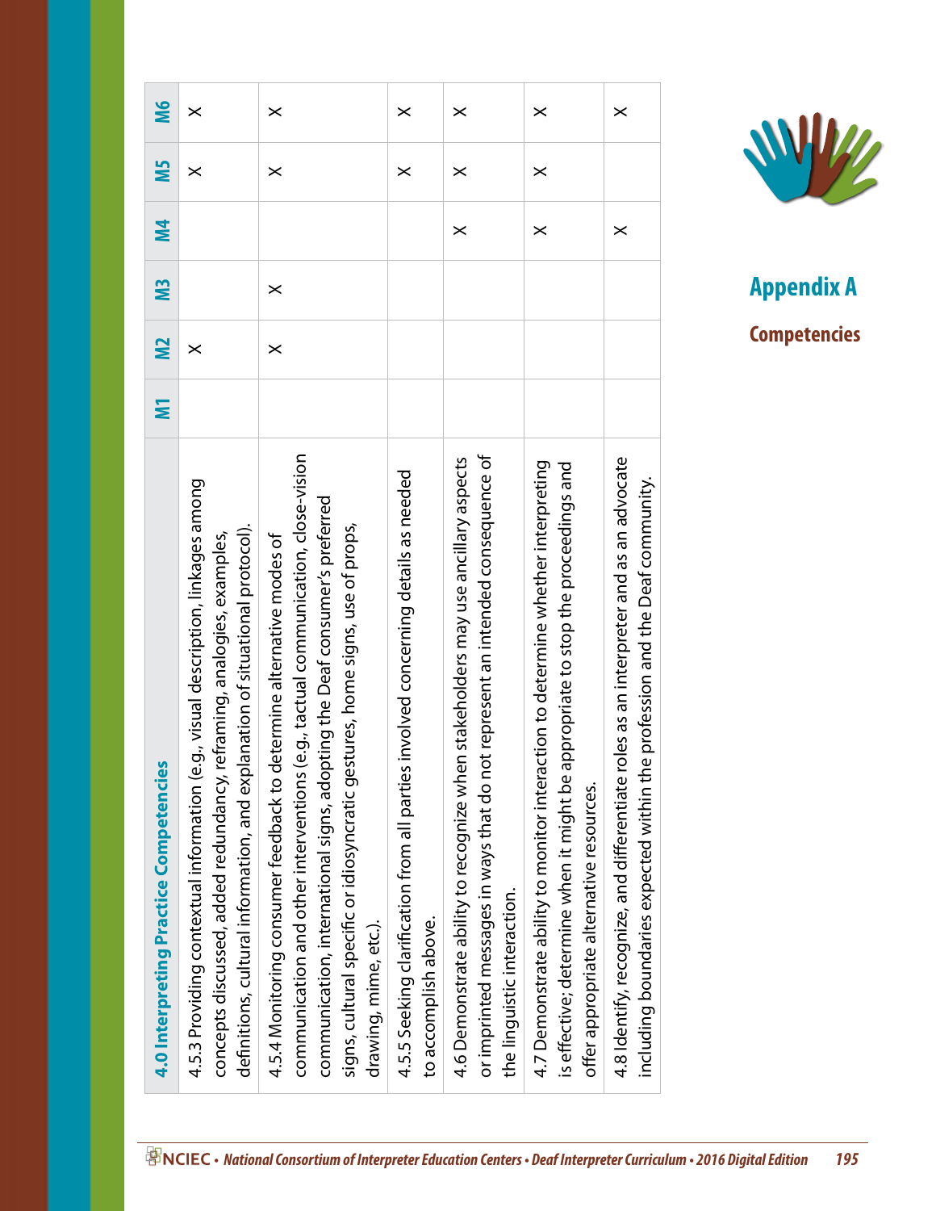| 4.0 Interpreting Practice Competencies | M1 | M2 | M3 | M4 | M5 | M6 |
|---|---|---|---|---|---|---|
| 4.5.3 Providing contextual information (e.g., visual description, linkages among concepts discussed, added redundancy, reframing, analogies, examples, definitions, cultural information, and explanation of situational protocol). | | X | | | X | X |
| 4.5.4 Monitoring consumer feedback to determine alternative modes of communication and other interventions (e.g., tactual communication, close-vision communication, international signs, adopting the Deaf consumer's preferred signs, cultural specific or idiosyncratic gestures, home signs, use of props, drawing, mime, etc.). | | X | X | | X | X |
| 4.5.5 Seeking clarification from all parties involved concerning details as needed to accomplish the above. | | | | | X | X |
| 4.6 Demonstrate ability to recognize when stakeholders may use ancillary aspects or imprinted messages in ways that do not represent an intended consequence of the linguistic interaction. | | | | X | X | X |
| 4.7 Demonstrate ability to monitor interaction to determine whether interpreting is effective; determine when it might be appropriate to stop the proceedings and offer appropriate alternative resources. | | | | X | X | X |
| 4.8 Identify, recognize, and differentiate roles as an interpreter and as an advocate including boundaries expected within the profession and the Deaf community. | | | | X | | X |

# Appendix A

## Competencies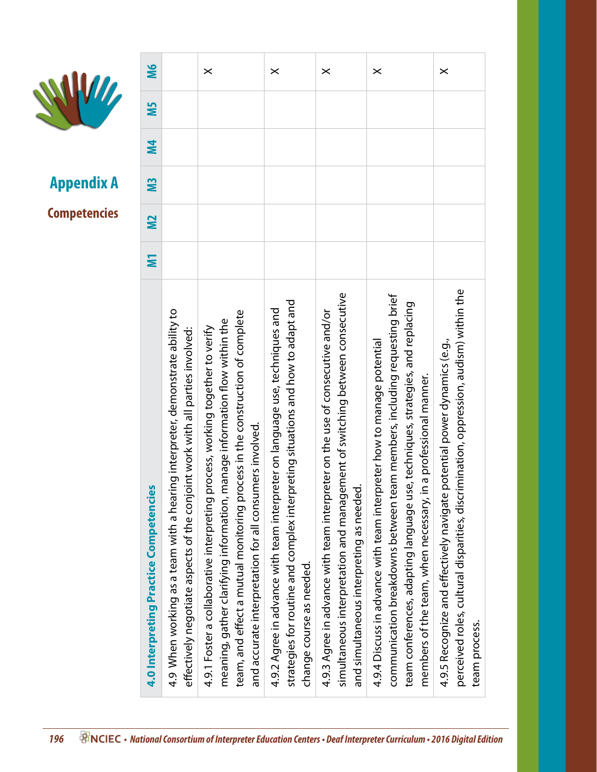## Appendix A

### Competencies

| 4.0 Interpreting Practice Competencies | M1 | M2 | M3 | M4 | M5 | M6 |
|---|---|---|---|---|---|---|
| 4.9 When working as a team with a hearing interpreter, demonstrate ability to effectively negotiate aspects of the conjoint work with all parties involved: | | | | | | |
| 4.9.1 Foster a collaborative interpreting process, working together to verify meaning, gather clarifying information, manage information flow within the team, and effect a mutual monitoring process in the construction of complete and accurate interpretation for all consumers involved. | | | | | | X |
| 4.9.2 Agree in advance with team interpreter on language use, techniques and strategies for routine and complex interpreting situations and how to adapt and change course as needed. | | | | | | X |
| 4.9.3 Agree in advance with team interpreter on the use of consecutive and/or simultaneous interpretation and management of switching between consecutive and simultaneous interpreting as needed. | | | | | | X |
| 4.9.4 Discuss in advance with team interpreter how to manage potential communication breakdowns between team members, including requesting brief team conferences, adapting language use, techniques, strategies, and replacing members of the team, when necessary, in a professional manner. | | | | | | X |
| 4.9.5 Recognize and effectively navigate potential power dynamics (e.g., perceived roles, cultural disparities, discrimination, oppression, audism) within the team process. | | | | | | X |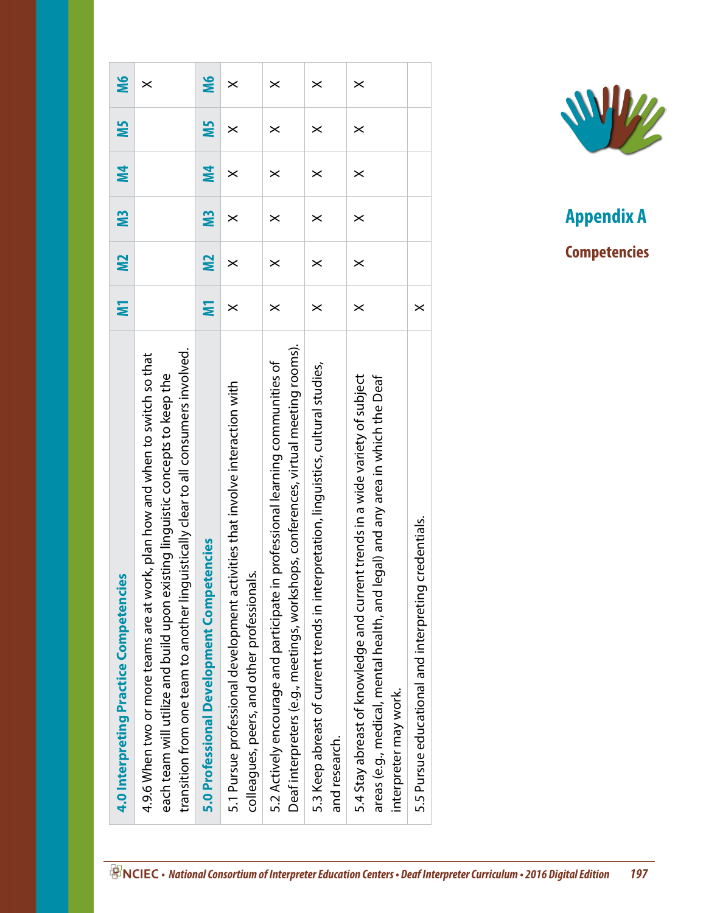## Appendix A

### Competencies

| 4.0 Interpreting Practice Competencies | M1 | M2 | M3 | M4 | M5 | M6 |
|---|---|---|---|---|---|---|
| 4.9.6 When two or more teams are at work, plan how and when to switch so that each team will utilize and build upon existing linguistic concepts to keep the transition from one team to another linguistically clear to all consumers involved. | | | | | | X |
| **5.0 Professional Development Competencies** | **M1** | **M2** | **M3** | **M4** | **M5** | **M6** |
| 5.1 Pursue professional development activities that involve interaction with colleagues, peers, and other professionals. | X | X | X | X | X | X |
| 5.2 Actively encourage and participate in professional learning communities of Deaf interpreters (e.g., meetings, workshops, conferences, virtual meeting rooms). | X | X | X | X | X | X |
| 5.3 Keep abreast of current trends in interpretation, linguistics, cultural studies, and research. | X | X | X | X | X | X |
| 5.4 Stay abreast of knowledge and current trends in a wide variety of subject areas (e.g., medical, mental health, and legal) and any area in which the Deaf interpreter may work. | X | X | X | X | X | X |
| 5.5 Pursue educational and interpreting credentials. | X | | | | | |